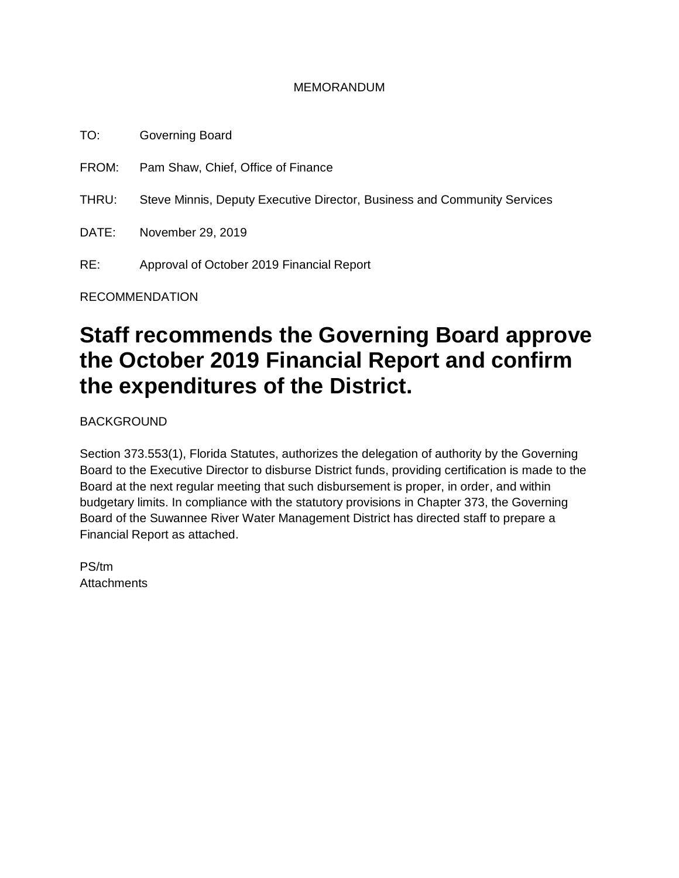MEMORANDUM

TO: Governing Board

FROM: Pam Shaw, Chief, Office of Finance

THRU: Steve Minnis, Deputy Executive Director, Business and Community Services

DATE: November 29, 2019

RE: Approval of October 2019 Financial Report

RECOMMENDATION

# Staff recommends the Governing Board approve the October 2019 Financial Report and confirm the expenditures of the District.

BACKGROUND

Section 373.553(1), Florida Statutes, authorizes the delegation of authority by the Governing Board to the Executive Director to disburse District funds, providing certification is made to the Board at the next regular meeting that such disbursement is proper, in order, and within budgetary limits. In compliance with the statutory provisions in Chapter 373, the Governing Board of the Suwannee River Water Management District has directed staff to prepare a Financial Report as attached.

PS/tm
Attachments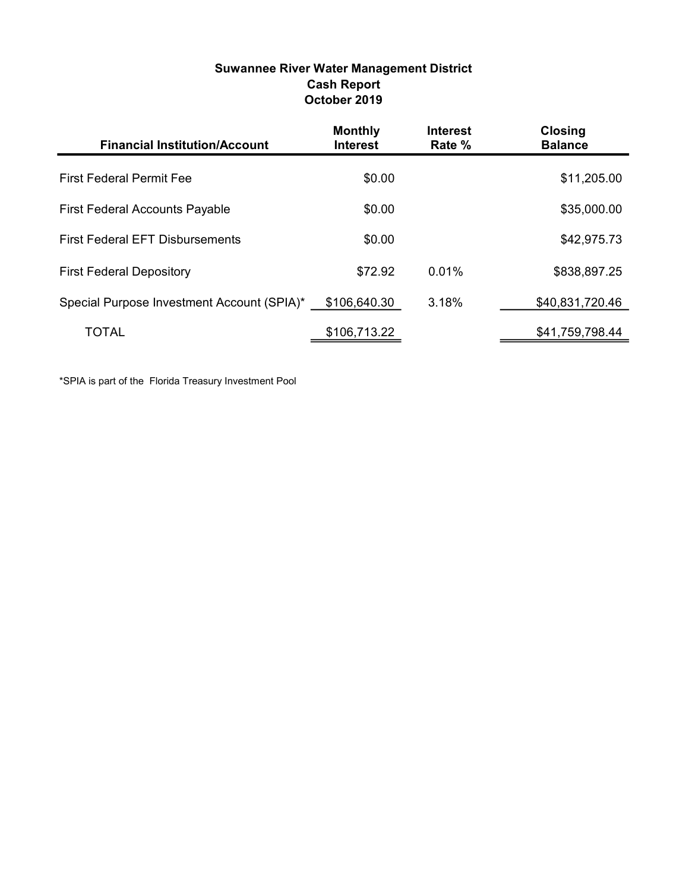# Suwannee River Water Management District
## Cash Report
## October 2019

| Financial Institution/Account | Monthly Interest | Interest Rate % | Closing Balance |
|---|---|---|---|
| First Federal Permit Fee | $0.00 | | $11,205.00 |
| First Federal Accounts Payable | $0.00 | | $35,000.00 |
| First Federal EFT Disbursements | $0.00 | | $42,975.73 |
| First Federal Depository | $72.92 | 0.01% | $838,897.25 |
| Special Purpose Investment Account (SPIA)* | $106,640.30 | 3.18% | $40,831,720.46 |
| TOTAL | $106,713.22 | | $41,759,798.44 |

*SPIA is part of the Florida Treasury Investment Pool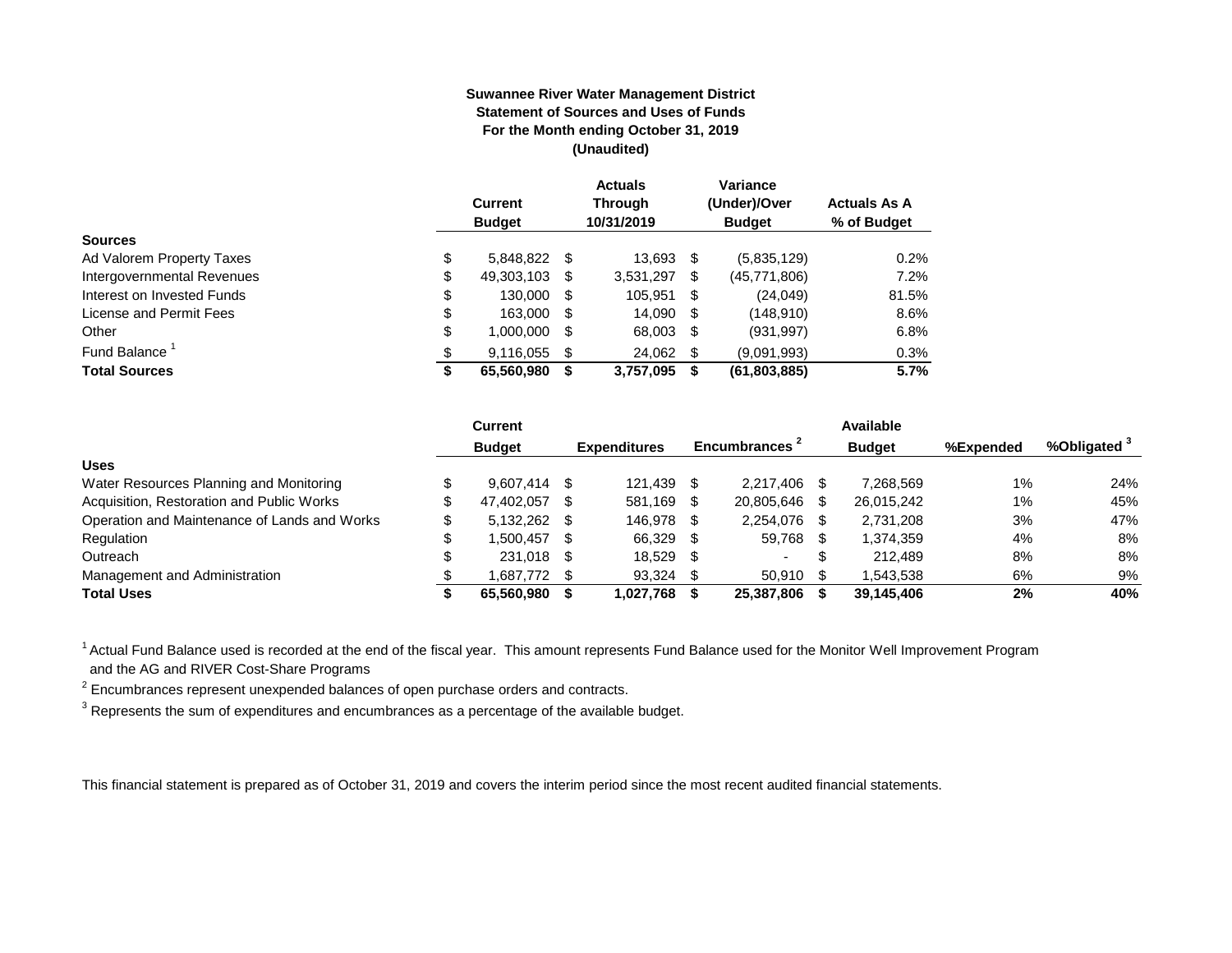**Suwannee River Water Management District**
**Statement of Sources and Uses of Funds**
**For the Month ending October 31, 2019**
**(Unaudited)**

| | Current Budget | Actuals Through 10/31/2019 | Variance (Under)/Over Budget | Actuals As A % of Budget |
|---|---|---|---|---|
| **Sources** | | | | |
| Ad Valorem Property Taxes | $ 5,848,822 | $ 13,693 | $ (5,835,129) | 0.2% |
| Intergovernmental Revenues | $ 49,303,103 | $ 3,531,297 | $ (45,771,806) | 7.2% |
| Interest on Invested Funds | $ 130,000 | $ 105,951 | $ (24,049) | 81.5% |
| License and Permit Fees | $ 163,000 | $ 14,090 | $ (148,910) | 8.6% |
| Other | $ 1,000,000 | $ 68,003 | $ (931,997) | 6.8% |
| Fund Balance [1] | $ 9,116,055 | $ 24,062 | $ (9,091,993) | 0.3% |
| **Total Sources** | **$ 65,560,980** | **$ 3,757,095** | **$ (61,803,885)** | **5.7%** |

| | Current Budget | Expenditures | Encumbrances [2] | Available Budget | %Expended | %Obligated [3] |
|---|---|---|---|---|---|---|
| **Uses** | | | | | | |
| Water Resources Planning and Monitoring | $ 9,607,414 | $ 121,439 | $ 2,217,406 | $ 7,268,569 | 1% | 24% |
| Acquisition, Restoration and Public Works | $ 47,402,057 | $ 581,169 | $ 20,805,646 | $ 26,015,242 | 1% | 45% |
| Operation and Maintenance of Lands and Works | $ 5,132,262 | $ 146,978 | $ 2,254,076 | $ 2,731,208 | 3% | 47% |
| Regulation | $ 1,500,457 | $ 66,329 | $ 59,768 | $ 1,374,359 | 4% | 8% |
| Outreach | $ 231,018 | $ 18,529 | $ - | $ 212,489 | 8% | 8% |
| Management and Administration | $ 1,687,772 | $ 93,324 | $ 50,910 | $ 1,543,538 | 6% | 9% |
| **Total Uses** | **$ 65,560,980** | **$ 1,027,768** | **$ 25,387,806** | **$ 39,145,406** | **2%** | **40%** |

[1] Actual Fund Balance used is recorded at the end of the fiscal year. This amount represents Fund Balance used for the Monitor Well Improvement Program and the AG and RIVER Cost-Share Programs

[2] Encumbrances represent unexpended balances of open purchase orders and contracts.

[3] Represents the sum of expenditures and encumbrances as a percentage of the available budget.

This financial statement is prepared as of October 31, 2019 and covers the interim period since the most recent audited financial statements.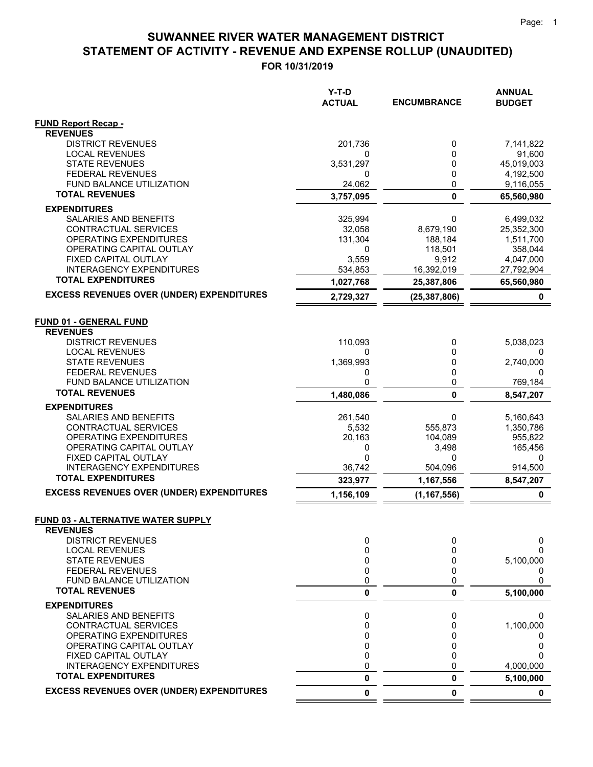# SUWANNEE RIVER WATER MANAGEMENT DISTRICT
## STATEMENT OF ACTIVITY - REVENUE AND EXPENSE ROLLUP (UNAUDITED)
### FOR 10/31/2019

| | Y-T-D ACTUAL | ENCUMBRANCE | ANNUAL BUDGET |
|---|---|---|---|
| **FUND Report Recap -** | | | |
| **REVENUES** | | | |
| DISTRICT REVENUES | 201,736 | 0 | 7,141,822 |
| LOCAL REVENUES | 0 | 0 | 91,600 |
| STATE REVENUES | 3,531,297 | 0 | 45,019,003 |
| FEDERAL REVENUES | 0 | 0 | 4,192,500 |
| FUND BALANCE UTILIZATION | 24,062 | 0 | 9,116,055 |
| **TOTAL REVENUES** | **3,757,095** | **0** | **65,560,980** |
| **EXPENDITURES** | | | |
| SALARIES AND BENEFITS | 325,994 | 0 | 6,499,032 |
| CONTRACTUAL SERVICES | 32,058 | 8,679,190 | 25,352,300 |
| OPERATING EXPENDITURES | 131,304 | 188,184 | 1,511,700 |
| OPERATING CAPITAL OUTLAY | 0 | 118,501 | 358,044 |
| FIXED CAPITAL OUTLAY | 3,559 | 9,912 | 4,047,000 |
| INTERAGENCY EXPENDITURES | 534,853 | 16,392,019 | 27,792,904 |
| **TOTAL EXPENDITURES** | **1,027,768** | **25,387,806** | **65,560,980** |
| **EXCESS REVENUES OVER (UNDER) EXPENDITURES** | **2,729,327** | **(25,387,806)** | **0** |
| | | | |
| **FUND 01 - GENERAL FUND** | | | |
| **REVENUES** | | | |
| DISTRICT REVENUES | 110,093 | 0 | 5,038,023 |
| LOCAL REVENUES | 0 | 0 | 0 |
| STATE REVENUES | 1,369,993 | 0 | 2,740,000 |
| FEDERAL REVENUES | 0 | 0 | 0 |
| FUND BALANCE UTILIZATION | 0 | 0 | 769,184 |
| **TOTAL REVENUES** | **1,480,086** | **0** | **8,547,207** |
| **EXPENDITURES** | | | |
| SALARIES AND BENEFITS | 261,540 | 0 | 5,160,643 |
| CONTRACTUAL SERVICES | 5,532 | 555,873 | 1,350,786 |
| OPERATING EXPENDITURES | 20,163 | 104,089 | 955,822 |
| OPERATING CAPITAL OUTLAY | 0 | 3,498 | 165,456 |
| FIXED CAPITAL OUTLAY | 0 | 0 | 0 |
| INTERAGENCY EXPENDITURES | 36,742 | 504,096 | 914,500 |
| **TOTAL EXPENDITURES** | **323,977** | **1,167,556** | **8,547,207** |
| **EXCESS REVENUES OVER (UNDER) EXPENDITURES** | **1,156,109** | **(1,167,556)** | **0** |
| | | | |
| **FUND 03 - ALTERNATIVE WATER SUPPLY** | | | |
| **REVENUES** | | | |
| DISTRICT REVENUES | 0 | 0 | 0 |
| LOCAL REVENUES | 0 | 0 | 0 |
| STATE REVENUES | 0 | 0 | 5,100,000 |
| FEDERAL REVENUES | 0 | 0 | 0 |
| FUND BALANCE UTILIZATION | 0 | 0 | 0 |
| **TOTAL REVENUES** | **0** | **0** | **5,100,000** |
| **EXPENDITURES** | | | |
| SALARIES AND BENEFITS | 0 | 0 | 0 |
| CONTRACTUAL SERVICES | 0 | 0 | 1,100,000 |
| OPERATING EXPENDITURES | 0 | 0 | 0 |
| OPERATING CAPITAL OUTLAY | 0 | 0 | 0 |
| FIXED CAPITAL OUTLAY | 0 | 0 | 0 |
| INTERAGENCY EXPENDITURES | 0 | 0 | 4,000,000 |
| **TOTAL EXPENDITURES** | **0** | **0** | **5,100,000** |
| **EXCESS REVENUES OVER (UNDER) EXPENDITURES** | **0** | **0** | **0** |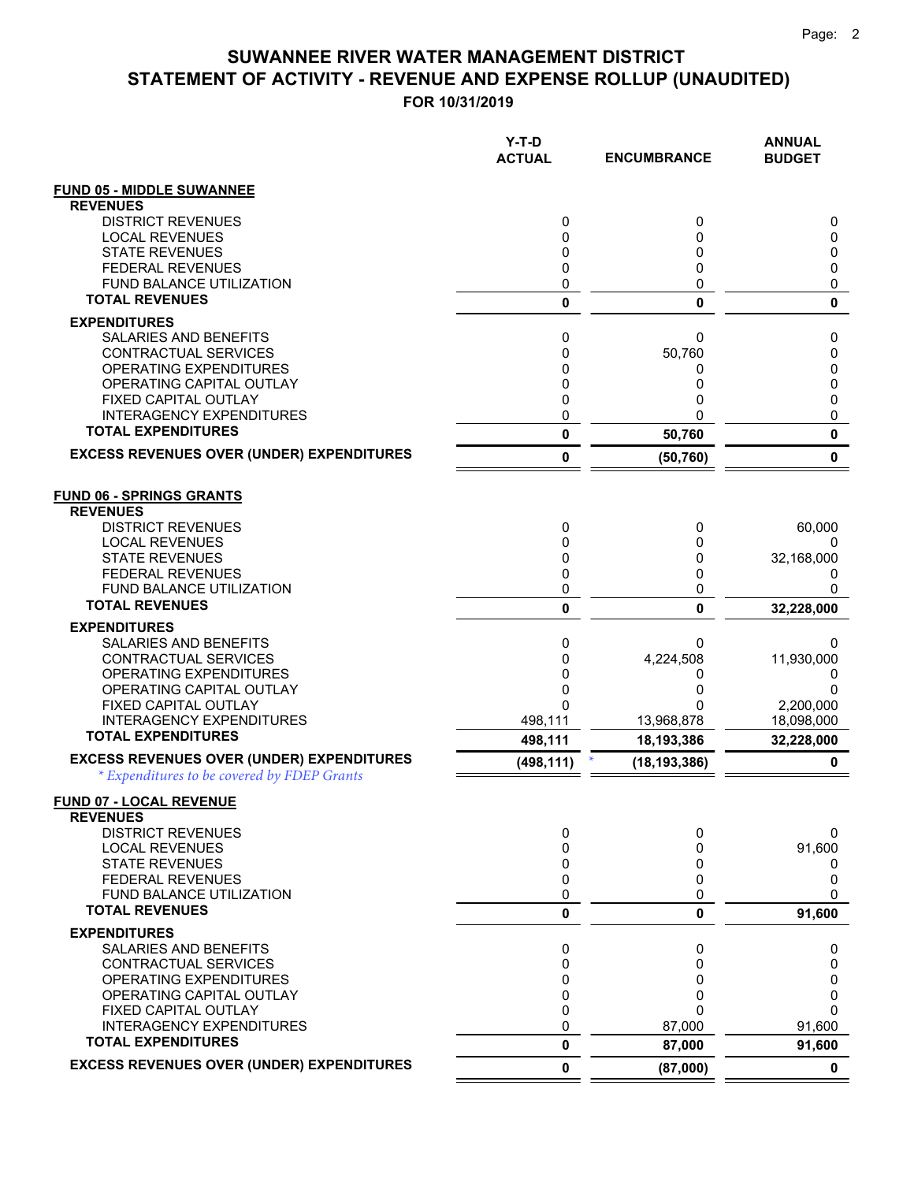# SUWANNEE RIVER WATER MANAGEMENT DISTRICT
## STATEMENT OF ACTIVITY - REVENUE AND EXPENSE ROLLUP (UNAUDITED)
### FOR 10/31/2019

| | Y-T-D ACTUAL | ENCUMBRANCE | ANNUAL BUDGET |
|---|---|---|---|
| **FUND 05 - MIDDLE SUWANNEE** | | | |
| **REVENUES** | | | |
| DISTRICT REVENUES | 0 | 0 | 0 |
| LOCAL REVENUES | 0 | 0 | 0 |
| STATE REVENUES | 0 | 0 | 0 |
| FEDERAL REVENUES | 0 | 0 | 0 |
| FUND BALANCE UTILIZATION | 0 | 0 | 0 |
| **TOTAL REVENUES** | **0** | **0** | **0** |
| **EXPENDITURES** | | | |
| SALARIES AND BENEFITS | 0 | 0 | 0 |
| CONTRACTUAL SERVICES | 0 | 50,760 | 0 |
| OPERATING EXPENDITURES | 0 | 0 | 0 |
| OPERATING CAPITAL OUTLAY | 0 | 0 | 0 |
| FIXED CAPITAL OUTLAY | 0 | 0 | 0 |
| INTERAGENCY EXPENDITURES | 0 | 0 | 0 |
| **TOTAL EXPENDITURES** | **0** | **50,760** | **0** |
| **EXCESS REVENUES OVER (UNDER) EXPENDITURES** | **0** | **(50,760)** | **0** |
| **FUND 06 - SPRINGS GRANTS** | | | |
| **REVENUES** | | | |
| DISTRICT REVENUES | 0 | 0 | 60,000 |
| LOCAL REVENUES | 0 | 0 | 0 |
| STATE REVENUES | 0 | 0 | 32,168,000 |
| FEDERAL REVENUES | 0 | 0 | 0 |
| FUND BALANCE UTILIZATION | 0 | 0 | 0 |
| **TOTAL REVENUES** | **0** | **0** | **32,228,000** |
| **EXPENDITURES** | | | |
| SALARIES AND BENEFITS | 0 | 0 | 0 |
| CONTRACTUAL SERVICES | 0 | 4,224,508 | 11,930,000 |
| OPERATING EXPENDITURES | 0 | 0 | 0 |
| OPERATING CAPITAL OUTLAY | 0 | 0 | 0 |
| FIXED CAPITAL OUTLAY | 0 | 0 | 2,200,000 |
| INTERAGENCY EXPENDITURES | 498,111 | 13,968,878 | 18,098,000 |
| **TOTAL EXPENDITURES** | **498,111** | **18,193,386** | **32,228,000** |
| **EXCESS REVENUES OVER (UNDER) EXPENDITURES** | **(498,111)** * | **(18,193,386)** | **0** |
| *\* Expenditures to be covered by FDEP Grants* | | | |
| **FUND 07 - LOCAL REVENUE** | | | |
| **REVENUES** | | | |
| DISTRICT REVENUES | 0 | 0 | 0 |
| LOCAL REVENUES | 0 | 0 | 91,600 |
| STATE REVENUES | 0 | 0 | 0 |
| FEDERAL REVENUES | 0 | 0 | 0 |
| FUND BALANCE UTILIZATION | 0 | 0 | 0 |
| **TOTAL REVENUES** | **0** | **0** | **91,600** |
| **EXPENDITURES** | | | |
| SALARIES AND BENEFITS | 0 | 0 | 0 |
| CONTRACTUAL SERVICES | 0 | 0 | 0 |
| OPERATING EXPENDITURES | 0 | 0 | 0 |
| OPERATING CAPITAL OUTLAY | 0 | 0 | 0 |
| FIXED CAPITAL OUTLAY | 0 | 0 | 0 |
| INTERAGENCY EXPENDITURES | 0 | 87,000 | 91,600 |
| **TOTAL EXPENDITURES** | **0** | **87,000** | **91,600** |
| **EXCESS REVENUES OVER (UNDER) EXPENDITURES** | **0** | **(87,000)** | **0** |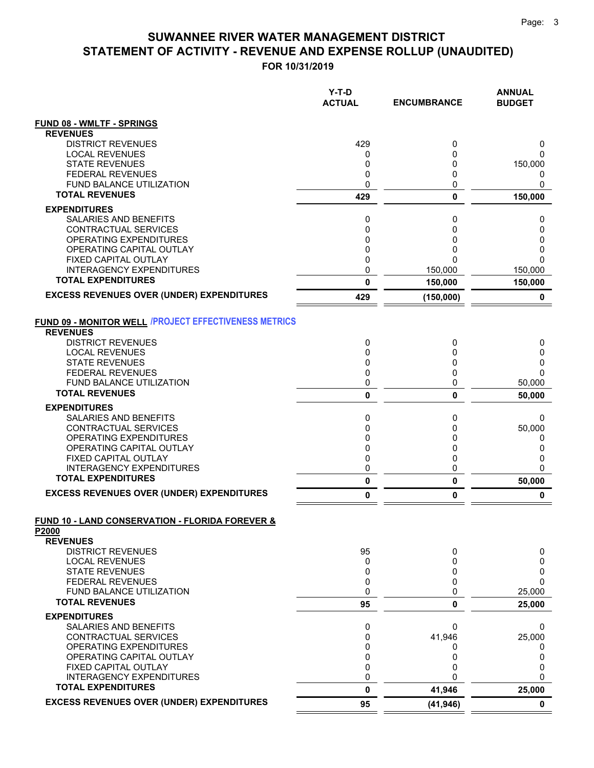# SUWANNEE RIVER WATER MANAGEMENT DISTRICT
# STATEMENT OF ACTIVITY - REVENUE AND EXPENSE ROLLUP (UNAUDITED)
## FOR 10/31/2019

| | Y-T-D ACTUAL | ENCUMBRANCE | ANNUAL BUDGET |
|---|---|---|---|
| **FUND 08 - WMLTF - SPRINGS** | | | |
| **REVENUES** | | | |
| DISTRICT REVENUES | 429 | 0 | 0 |
| LOCAL REVENUES | 0 | 0 | 0 |
| STATE REVENUES | 0 | 0 | 150,000 |
| FEDERAL REVENUES | 0 | 0 | 0 |
| FUND BALANCE UTILIZATION | 0 | 0 | 0 |
| **TOTAL REVENUES** | **429** | **0** | **150,000** |
| **EXPENDITURES** | | | |
| SALARIES AND BENEFITS | 0 | 0 | 0 |
| CONTRACTUAL SERVICES | 0 | 0 | 0 |
| OPERATING EXPENDITURES | 0 | 0 | 0 |
| OPERATING CAPITAL OUTLAY | 0 | 0 | 0 |
| FIXED CAPITAL OUTLAY | 0 | 0 | 0 |
| INTERAGENCY EXPENDITURES | 0 | 150,000 | 150,000 |
| **TOTAL EXPENDITURES** | **0** | **150,000** | **150,000** |
| **EXCESS REVENUES OVER (UNDER) EXPENDITURES** | **429** | **(150,000)** | **0** |
| **FUND 09 - MONITOR WELL /PROJECT EFFECTIVENESS METRICS** | | | |
| **REVENUES** | | | |
| DISTRICT REVENUES | 0 | 0 | 0 |
| LOCAL REVENUES | 0 | 0 | 0 |
| STATE REVENUES | 0 | 0 | 0 |
| FEDERAL REVENUES | 0 | 0 | 0 |
| FUND BALANCE UTILIZATION | 0 | 0 | 50,000 |
| **TOTAL REVENUES** | **0** | **0** | **50,000** |
| **EXPENDITURES** | | | |
| SALARIES AND BENEFITS | 0 | 0 | 0 |
| CONTRACTUAL SERVICES | 0 | 0 | 50,000 |
| OPERATING EXPENDITURES | 0 | 0 | 0 |
| OPERATING CAPITAL OUTLAY | 0 | 0 | 0 |
| FIXED CAPITAL OUTLAY | 0 | 0 | 0 |
| INTERAGENCY EXPENDITURES | 0 | 0 | 0 |
| **TOTAL EXPENDITURES** | **0** | **0** | **50,000** |
| **EXCESS REVENUES OVER (UNDER) EXPENDITURES** | **0** | **0** | **0** |
| **FUND 10 - LAND CONSERVATION - FLORIDA FOREVER & P2000** | | | |
| **REVENUES** | | | |
| DISTRICT REVENUES | 95 | 0 | 0 |
| LOCAL REVENUES | 0 | 0 | 0 |
| STATE REVENUES | 0 | 0 | 0 |
| FEDERAL REVENUES | 0 | 0 | 0 |
| FUND BALANCE UTILIZATION | 0 | 0 | 25,000 |
| **TOTAL REVENUES** | **95** | **0** | **25,000** |
| **EXPENDITURES** | | | |
| SALARIES AND BENEFITS | 0 | 0 | 0 |
| CONTRACTUAL SERVICES | 0 | 41,946 | 25,000 |
| OPERATING EXPENDITURES | 0 | 0 | 0 |
| OPERATING CAPITAL OUTLAY | 0 | 0 | 0 |
| FIXED CAPITAL OUTLAY | 0 | 0 | 0 |
| INTERAGENCY EXPENDITURES | 0 | 0 | 0 |
| **TOTAL EXPENDITURES** | **0** | **41,946** | **25,000** |
| **EXCESS REVENUES OVER (UNDER) EXPENDITURES** | **95** | **(41,946)** | **0** |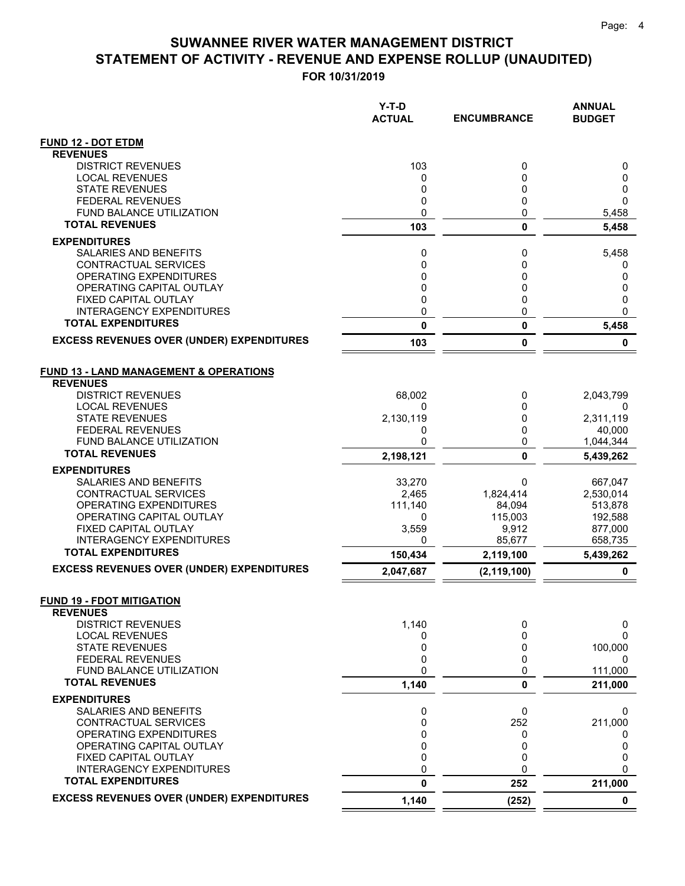# SUWANNEE RIVER WATER MANAGEMENT DISTRICT
## STATEMENT OF ACTIVITY - REVENUE AND EXPENSE ROLLUP (UNAUDITED)
### FOR 10/31/2019

| | Y-T-D ACTUAL | ENCUMBRANCE | ANNUAL BUDGET |
|---|---|---|---|
| **FUND 12 - DOT ETDM** | | | |
| **REVENUES** | | | |
| DISTRICT REVENUES | 103 | 0 | 0 |
| LOCAL REVENUES | 0 | 0 | 0 |
| STATE REVENUES | 0 | 0 | 0 |
| FEDERAL REVENUES | 0 | 0 | 0 |
| FUND BALANCE UTILIZATION | 0 | 0 | 5,458 |
| **TOTAL REVENUES** | **103** | **0** | **5,458** |
| **EXPENDITURES** | | | |
| SALARIES AND BENEFITS | 0 | 0 | 5,458 |
| CONTRACTUAL SERVICES | 0 | 0 | 0 |
| OPERATING EXPENDITURES | 0 | 0 | 0 |
| OPERATING CAPITAL OUTLAY | 0 | 0 | 0 |
| FIXED CAPITAL OUTLAY | 0 | 0 | 0 |
| INTERAGENCY EXPENDITURES | 0 | 0 | 0 |
| **TOTAL EXPENDITURES** | **0** | **0** | **5,458** |
| **EXCESS REVENUES OVER (UNDER) EXPENDITURES** | **103** | **0** | **0** |
| **FUND 13 - LAND MANAGEMENT & OPERATIONS** | | | |
| **REVENUES** | | | |
| DISTRICT REVENUES | 68,002 | 0 | 2,043,799 |
| LOCAL REVENUES | 0 | 0 | 0 |
| STATE REVENUES | 2,130,119 | 0 | 2,311,119 |
| FEDERAL REVENUES | 0 | 0 | 40,000 |
| FUND BALANCE UTILIZATION | 0 | 0 | 1,044,344 |
| **TOTAL REVENUES** | **2,198,121** | **0** | **5,439,262** |
| **EXPENDITURES** | | | |
| SALARIES AND BENEFITS | 33,270 | 0 | 667,047 |
| CONTRACTUAL SERVICES | 2,465 | 1,824,414 | 2,530,014 |
| OPERATING EXPENDITURES | 111,140 | 84,094 | 513,878 |
| OPERATING CAPITAL OUTLAY | 0 | 115,003 | 192,588 |
| FIXED CAPITAL OUTLAY | 3,559 | 9,912 | 877,000 |
| INTERAGENCY EXPENDITURES | 0 | 85,677 | 658,735 |
| **TOTAL EXPENDITURES** | **150,434** | **2,119,100** | **5,439,262** |
| **EXCESS REVENUES OVER (UNDER) EXPENDITURES** | **2,047,687** | **(2,119,100)** | **0** |
| **FUND 19 - FDOT MITIGATION** | | | |
| **REVENUES** | | | |
| DISTRICT REVENUES | 1,140 | 0 | 0 |
| LOCAL REVENUES | 0 | 0 | 0 |
| STATE REVENUES | 0 | 0 | 100,000 |
| FEDERAL REVENUES | 0 | 0 | 0 |
| FUND BALANCE UTILIZATION | 0 | 0 | 111,000 |
| **TOTAL REVENUES** | **1,140** | **0** | **211,000** |
| **EXPENDITURES** | | | |
| SALARIES AND BENEFITS | 0 | 0 | 0 |
| CONTRACTUAL SERVICES | 0 | 252 | 211,000 |
| OPERATING EXPENDITURES | 0 | 0 | 0 |
| OPERATING CAPITAL OUTLAY | 0 | 0 | 0 |
| FIXED CAPITAL OUTLAY | 0 | 0 | 0 |
| INTERAGENCY EXPENDITURES | 0 | 0 | 0 |
| **TOTAL EXPENDITURES** | **0** | **252** | **211,000** |
| **EXCESS REVENUES OVER (UNDER) EXPENDITURES** | **1,140** | **(252)** | **0** |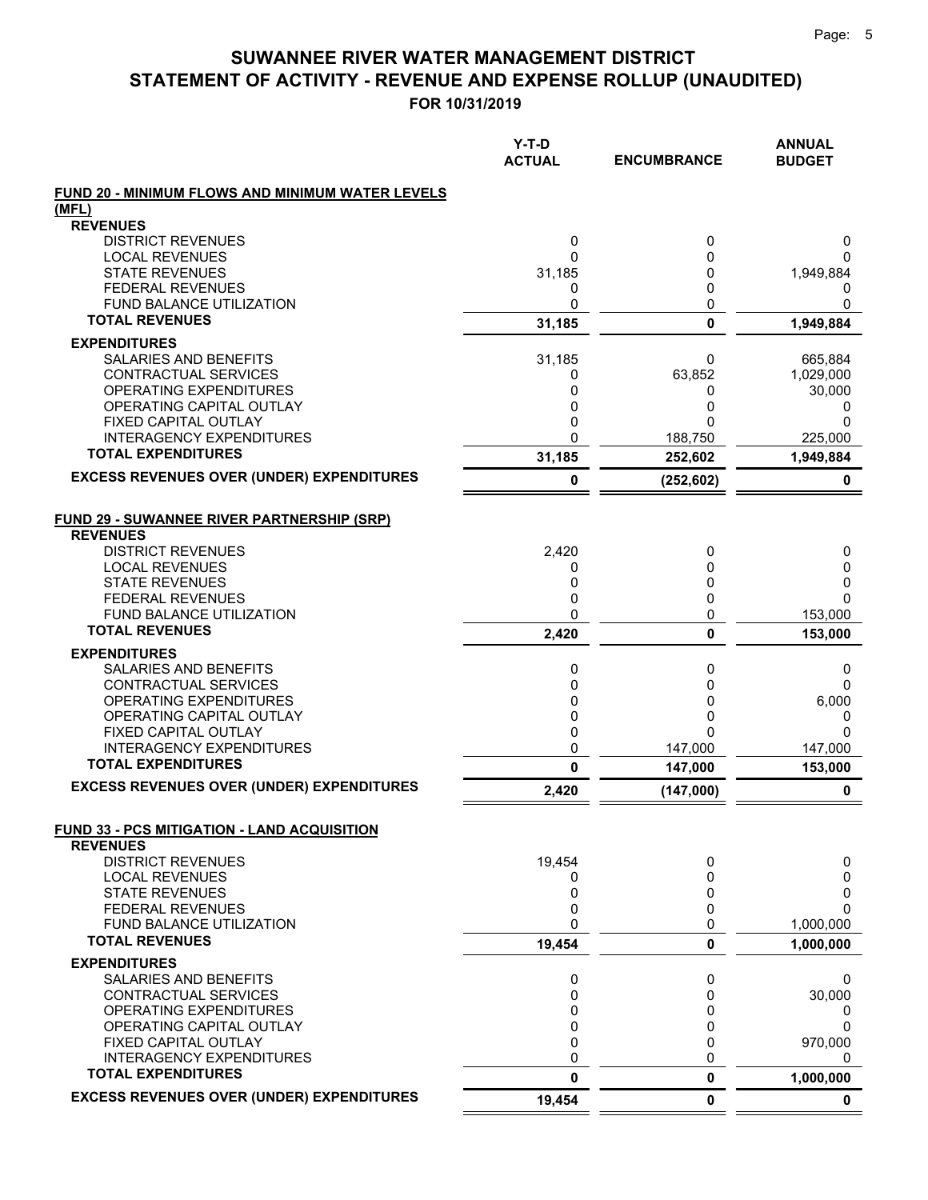# SUWANNEE RIVER WATER MANAGEMENT DISTRICT
# STATEMENT OF ACTIVITY - REVENUE AND EXPENSE ROLLUP (UNAUDITED)
**FOR 10/31/2019**

| | Y-T-D ACTUAL | ENCUMBRANCE | ANNUAL BUDGET |
|---|---|---|---|
| **FUND 20 - MINIMUM FLOWS AND MINIMUM WATER LEVELS (MFL)** | | | |
| **REVENUES** | | | |
| DISTRICT REVENUES | 0 | 0 | 0 |
| LOCAL REVENUES | 0 | 0 | 0 |
| STATE REVENUES | 31,185 | 0 | 1,949,884 |
| FEDERAL REVENUES | 0 | 0 | 0 |
| FUND BALANCE UTILIZATION | 0 | 0 | 0 |
| **TOTAL REVENUES** | **31,185** | **0** | **1,949,884** |
| **EXPENDITURES** | | | |
| SALARIES AND BENEFITS | 31,185 | 0 | 665,884 |
| CONTRACTUAL SERVICES | 0 | 63,852 | 1,029,000 |
| OPERATING EXPENDITURES | 0 | 0 | 30,000 |
| OPERATING CAPITAL OUTLAY | 0 | 0 | 0 |
| FIXED CAPITAL OUTLAY | 0 | 0 | 0 |
| INTERAGENCY EXPENDITURES | 0 | 188,750 | 225,000 |
| **TOTAL EXPENDITURES** | **31,185** | **252,602** | **1,949,884** |
| **EXCESS REVENUES OVER (UNDER) EXPENDITURES** | **0** | **(252,602)** | **0** |
| **FUND 29 - SUWANNEE RIVER PARTNERSHIP (SRP)** | | | |
| **REVENUES** | | | |
| DISTRICT REVENUES | 2,420 | 0 | 0 |
| LOCAL REVENUES | 0 | 0 | 0 |
| STATE REVENUES | 0 | 0 | 0 |
| FEDERAL REVENUES | 0 | 0 | 0 |
| FUND BALANCE UTILIZATION | 0 | 0 | 153,000 |
| **TOTAL REVENUES** | **2,420** | **0** | **153,000** |
| **EXPENDITURES** | | | |
| SALARIES AND BENEFITS | 0 | 0 | 0 |
| CONTRACTUAL SERVICES | 0 | 0 | 0 |
| OPERATING EXPENDITURES | 0 | 0 | 6,000 |
| OPERATING CAPITAL OUTLAY | 0 | 0 | 0 |
| FIXED CAPITAL OUTLAY | 0 | 0 | 0 |
| INTERAGENCY EXPENDITURES | 0 | 147,000 | 147,000 |
| **TOTAL EXPENDITURES** | **0** | **147,000** | **153,000** |
| **EXCESS REVENUES OVER (UNDER) EXPENDITURES** | **2,420** | **(147,000)** | **0** |
| **FUND 33 - PCS MITIGATION - LAND ACQUISITION** | | | |
| **REVENUES** | | | |
| DISTRICT REVENUES | 19,454 | 0 | 0 |
| LOCAL REVENUES | 0 | 0 | 0 |
| STATE REVENUES | 0 | 0 | 0 |
| FEDERAL REVENUES | 0 | 0 | 0 |
| FUND BALANCE UTILIZATION | 0 | 0 | 1,000,000 |
| **TOTAL REVENUES** | **19,454** | **0** | **1,000,000** |
| **EXPENDITURES** | | | |
| SALARIES AND BENEFITS | 0 | 0 | 0 |
| CONTRACTUAL SERVICES | 0 | 0 | 30,000 |
| OPERATING EXPENDITURES | 0 | 0 | 0 |
| OPERATING CAPITAL OUTLAY | 0 | 0 | 0 |
| FIXED CAPITAL OUTLAY | 0 | 0 | 970,000 |
| INTERAGENCY EXPENDITURES | 0 | 0 | 0 |
| **TOTAL EXPENDITURES** | **0** | **0** | **1,000,000** |
| **EXCESS REVENUES OVER (UNDER) EXPENDITURES** | **19,454** | **0** | **0** |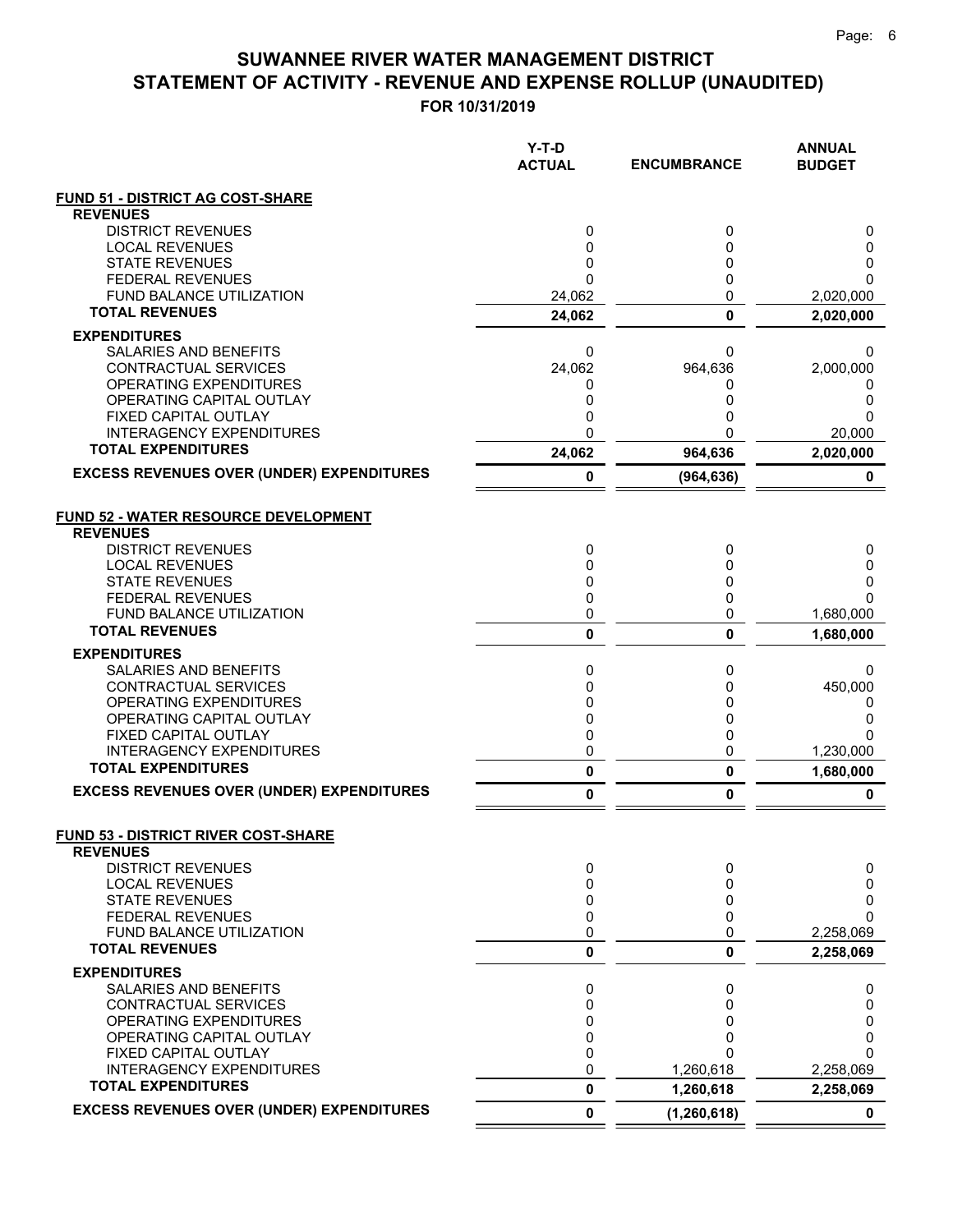# SUWANNEE RIVER WATER MANAGEMENT DISTRICT
## STATEMENT OF ACTIVITY - REVENUE AND EXPENSE ROLLUP (UNAUDITED)
### FOR 10/31/2019

| | Y-T-D ACTUAL | ENCUMBRANCE | ANNUAL BUDGET |
|---|---|---|---|
| **FUND 51 - DISTRICT AG COST-SHARE** | | | |
| **REVENUES** | | | |
| DISTRICT REVENUES | 0 | 0 | 0 |
| LOCAL REVENUES | 0 | 0 | 0 |
| STATE REVENUES | 0 | 0 | 0 |
| FEDERAL REVENUES | 0 | 0 | 0 |
| FUND BALANCE UTILIZATION | 24,062 | 0 | 2,020,000 |
| **TOTAL REVENUES** | **24,062** | **0** | **2,020,000** |
| **EXPENDITURES** | | | |
| SALARIES AND BENEFITS | 0 | 0 | 0 |
| CONTRACTUAL SERVICES | 24,062 | 964,636 | 2,000,000 |
| OPERATING EXPENDITURES | 0 | 0 | 0 |
| OPERATING CAPITAL OUTLAY | 0 | 0 | 0 |
| FIXED CAPITAL OUTLAY | 0 | 0 | 0 |
| INTERAGENCY EXPENDITURES | 0 | 0 | 20,000 |
| **TOTAL EXPENDITURES** | **24,062** | **964,636** | **2,020,000** |
| **EXCESS REVENUES OVER (UNDER) EXPENDITURES** | **0** | **(964,636)** | **0** |
| **FUND 52 - WATER RESOURCE DEVELOPMENT** | | | |
| **REVENUES** | | | |
| DISTRICT REVENUES | 0 | 0 | 0 |
| LOCAL REVENUES | 0 | 0 | 0 |
| STATE REVENUES | 0 | 0 | 0 |
| FEDERAL REVENUES | 0 | 0 | 0 |
| FUND BALANCE UTILIZATION | 0 | 0 | 1,680,000 |
| **TOTAL REVENUES** | **0** | **0** | **1,680,000** |
| **EXPENDITURES** | | | |
| SALARIES AND BENEFITS | 0 | 0 | 0 |
| CONTRACTUAL SERVICES | 0 | 0 | 450,000 |
| OPERATING EXPENDITURES | 0 | 0 | 0 |
| OPERATING CAPITAL OUTLAY | 0 | 0 | 0 |
| FIXED CAPITAL OUTLAY | 0 | 0 | 0 |
| INTERAGENCY EXPENDITURES | 0 | 0 | 1,230,000 |
| **TOTAL EXPENDITURES** | **0** | **0** | **1,680,000** |
| **EXCESS REVENUES OVER (UNDER) EXPENDITURES** | **0** | **0** | **0** |
| **FUND 53 - DISTRICT RIVER COST-SHARE** | | | |
| **REVENUES** | | | |
| DISTRICT REVENUES | 0 | 0 | 0 |
| LOCAL REVENUES | 0 | 0 | 0 |
| STATE REVENUES | 0 | 0 | 0 |
| FEDERAL REVENUES | 0 | 0 | 0 |
| FUND BALANCE UTILIZATION | 0 | 0 | 2,258,069 |
| **TOTAL REVENUES** | **0** | **0** | **2,258,069** |
| **EXPENDITURES** | | | |
| SALARIES AND BENEFITS | 0 | 0 | 0 |
| CONTRACTUAL SERVICES | 0 | 0 | 0 |
| OPERATING EXPENDITURES | 0 | 0 | 0 |
| OPERATING CAPITAL OUTLAY | 0 | 0 | 0 |
| FIXED CAPITAL OUTLAY | 0 | 0 | 0 |
| INTERAGENCY EXPENDITURES | 0 | 1,260,618 | 2,258,069 |
| **TOTAL EXPENDITURES** | **0** | **1,260,618** | **2,258,069** |
| **EXCESS REVENUES OVER (UNDER) EXPENDITURES** | **0** | **(1,260,618)** | **0** |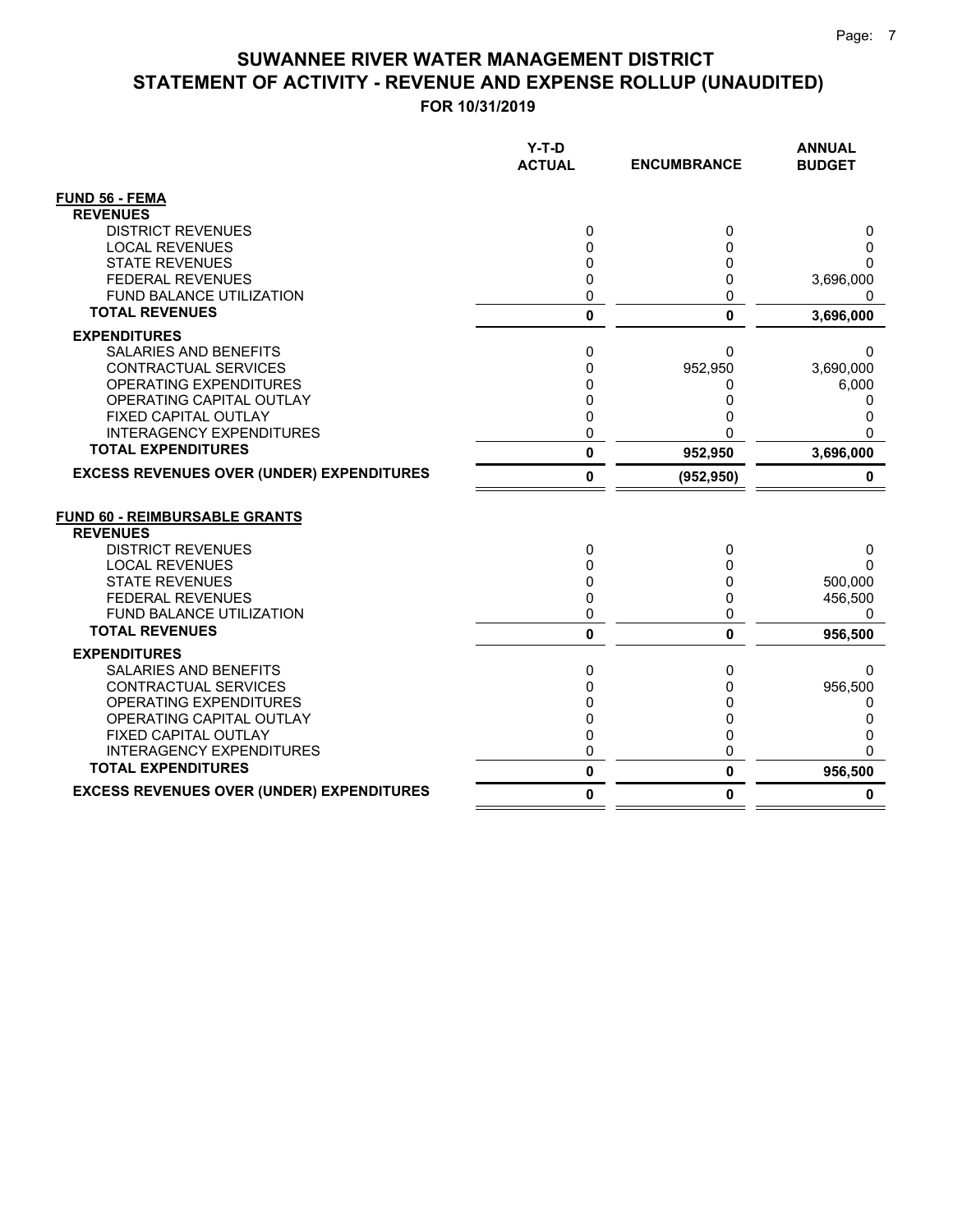# SUWANNEE RIVER WATER MANAGEMENT DISTRICT
# STATEMENT OF ACTIVITY - REVENUE AND EXPENSE ROLLUP (UNAUDITED)
## FOR 10/31/2019

| | Y-T-D ACTUAL | ENCUMBRANCE | ANNUAL BUDGET |
|---|---|---|---|
| **FUND 56 - FEMA** | | | |
| **REVENUES** | | | |
| DISTRICT REVENUES | 0 | 0 | 0 |
| LOCAL REVENUES | 0 | 0 | 0 |
| STATE REVENUES | 0 | 0 | 0 |
| FEDERAL REVENUES | 0 | 0 | 3,696,000 |
| FUND BALANCE UTILIZATION | 0 | 0 | 0 |
| **TOTAL REVENUES** | **0** | **0** | **3,696,000** |
| **EXPENDITURES** | | | |
| SALARIES AND BENEFITS | 0 | 0 | 0 |
| CONTRACTUAL SERVICES | 0 | 952,950 | 3,690,000 |
| OPERATING EXPENDITURES | 0 | 0 | 6,000 |
| OPERATING CAPITAL OUTLAY | 0 | 0 | 0 |
| FIXED CAPITAL OUTLAY | 0 | 0 | 0 |
| INTERAGENCY EXPENDITURES | 0 | 0 | 0 |
| **TOTAL EXPENDITURES** | **0** | **952,950** | **3,696,000** |
| **EXCESS REVENUES OVER (UNDER) EXPENDITURES** | **0** | **(952,950)** | **0** |
| **FUND 60 - REIMBURSABLE GRANTS** | | | |
| **REVENUES** | | | |
| DISTRICT REVENUES | 0 | 0 | 0 |
| LOCAL REVENUES | 0 | 0 | 0 |
| STATE REVENUES | 0 | 0 | 500,000 |
| FEDERAL REVENUES | 0 | 0 | 456,500 |
| FUND BALANCE UTILIZATION | 0 | 0 | 0 |
| **TOTAL REVENUES** | **0** | **0** | **956,500** |
| **EXPENDITURES** | | | |
| SALARIES AND BENEFITS | 0 | 0 | 0 |
| CONTRACTUAL SERVICES | 0 | 0 | 956,500 |
| OPERATING EXPENDITURES | 0 | 0 | 0 |
| OPERATING CAPITAL OUTLAY | 0 | 0 | 0 |
| FIXED CAPITAL OUTLAY | 0 | 0 | 0 |
| INTERAGENCY EXPENDITURES | 0 | 0 | 0 |
| **TOTAL EXPENDITURES** | **0** | **0** | **956,500** |
| **EXCESS REVENUES OVER (UNDER) EXPENDITURES** | **0** | **0** | **0** |